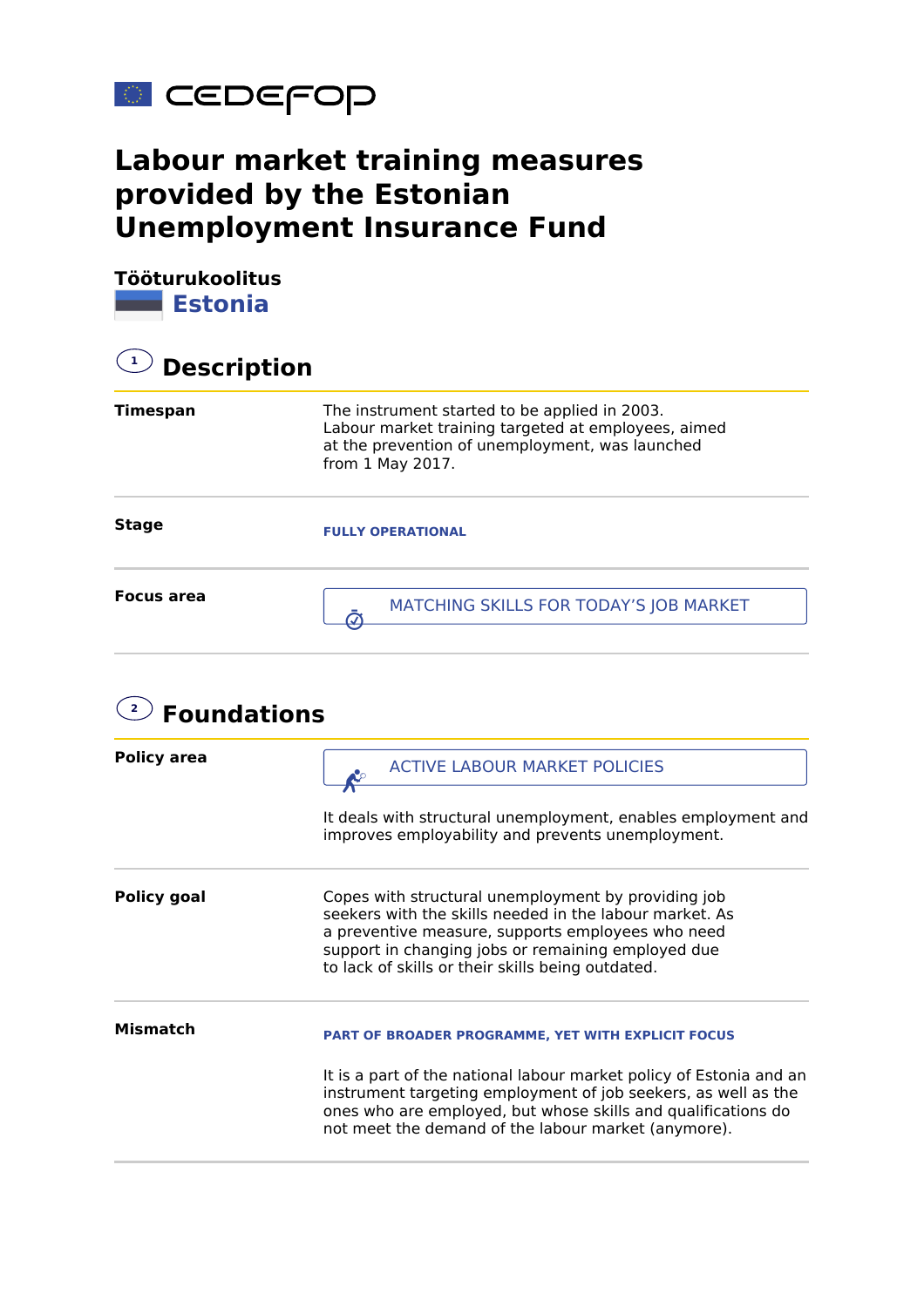cedefop

# Labour market training measures provided by the Estonian Unemployment Insurance Fund

**Tööturukoolitus**

**Estonia**

## 1 Description

| | |
|---|---|
| **Timespan** | The instrument started to be applied in 2003. Labour market training targeted at employees, aimed at the prevention of unemployment, was launched from 1 May 2017. |
| **Stage** | FULLY OPERATIONAL |
| **Focus area** | MATCHING SKILLS FOR TODAY'S JOB MARKET |

## 2 Foundations

| | |
|---|---|
| **Policy area** | ACTIVE LABOUR MARKET POLICIES<br><br>It deals with structural unemployment, enables employment and improves employability and prevents unemployment. |
| **Policy goal** | Copes with structural unemployment by providing job seekers with the skills needed in the labour market. As a preventive measure, supports employees who need support in changing jobs or remaining employed due to lack of skills or their skills being outdated. |
| **Mismatch** | PART OF BROADER PROGRAMME, YET WITH EXPLICIT FOCUS<br><br>It is a part of the national labour market policy of Estonia and an instrument targeting employment of job seekers, as well as the ones who are employed, but whose skills and qualifications do not meet the demand of the labour market (anymore). |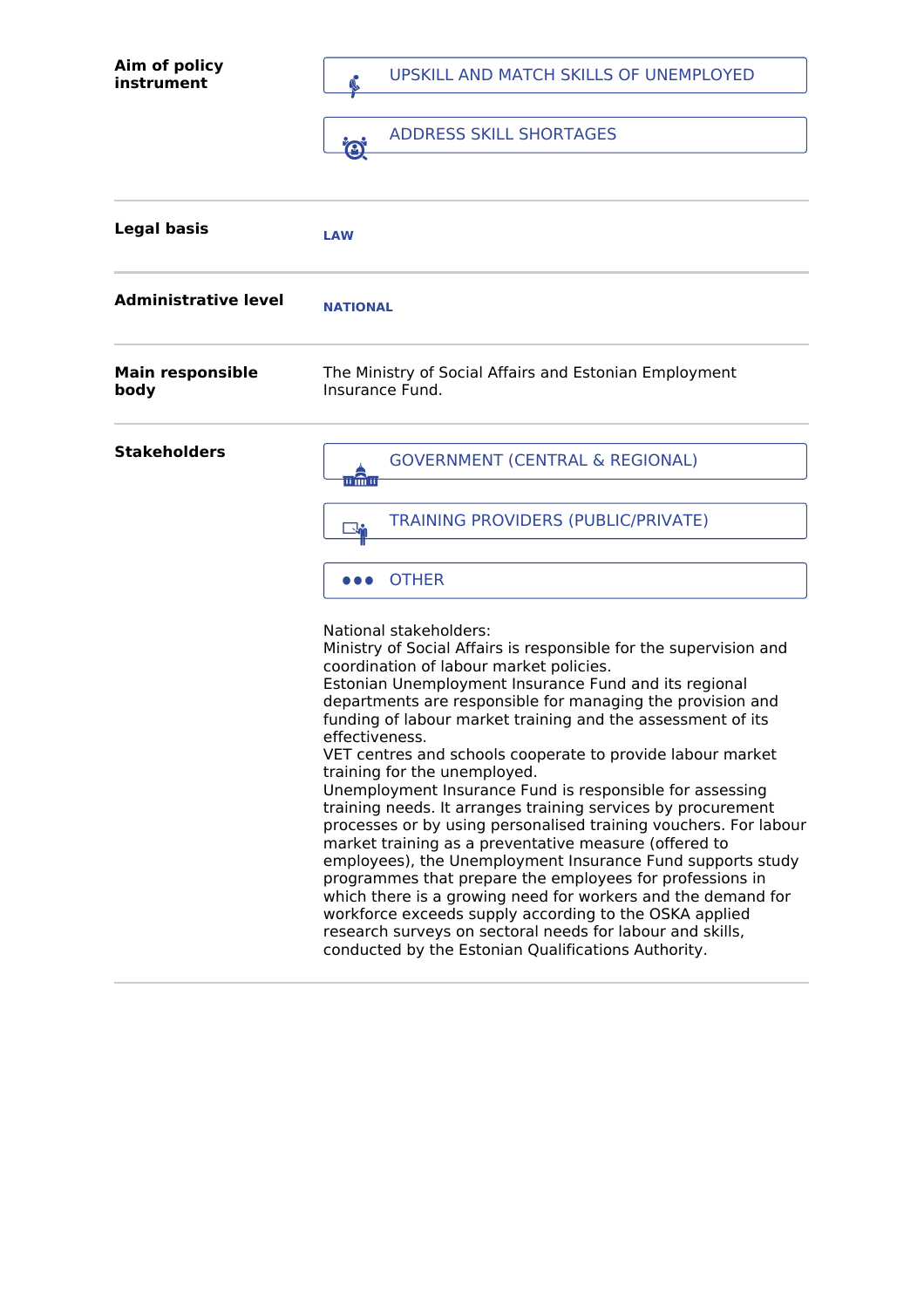**Aim of policy instrument**

- UPSKILL AND MATCH SKILLS OF UNEMPLOYED
- ADDRESS SKILL SHORTAGES

---

**Legal basis**

LAW

---

**Administrative level**

NATIONAL

---

**Main responsible body**

The Ministry of Social Affairs and Estonian Employment Insurance Fund.

---

**Stakeholders**

- GOVERNMENT (CENTRAL & REGIONAL)
- TRAINING PROVIDERS (PUBLIC/PRIVATE)
- OTHER

National stakeholders:
Ministry of Social Affairs is responsible for the supervision and coordination of labour market policies.
Estonian Unemployment Insurance Fund and its regional departments are responsible for managing the provision and funding of labour market training and the assessment of its effectiveness.
VET centres and schools cooperate to provide labour market training for the unemployed.
Unemployment Insurance Fund is responsible for assessing training needs. It arranges training services by procurement processes or by using personalised training vouchers. For labour market training as a preventative measure (offered to employees), the Unemployment Insurance Fund supports study programmes that prepare the employees for professions in which there is a growing need for workers and the demand for workforce exceeds supply according to the OSKA applied research surveys on sectoral needs for labour and skills, conducted by the Estonian Qualifications Authority.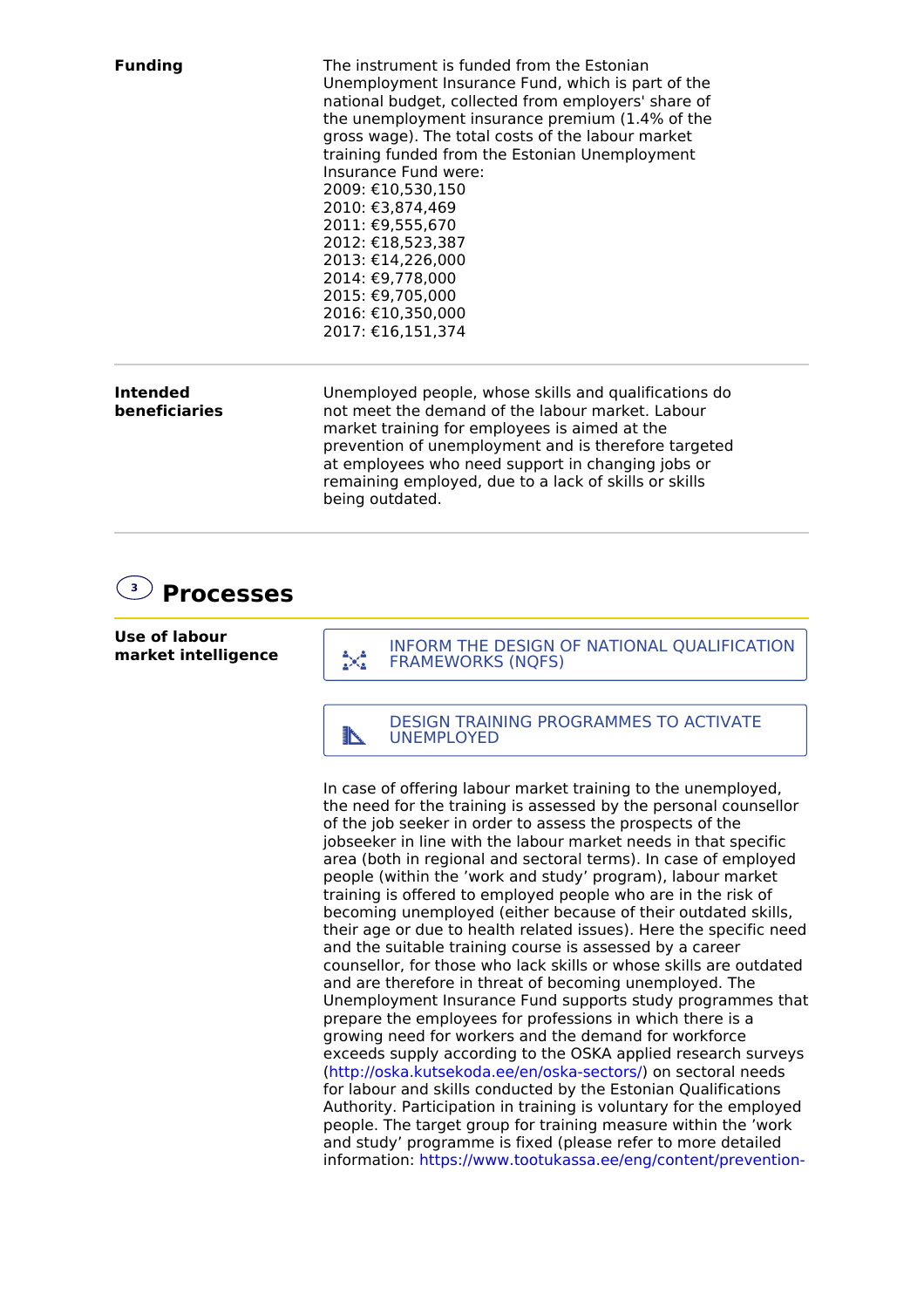**Funding**

The instrument is funded from the Estonian Unemployment Insurance Fund, which is part of the national budget, collected from employers' share of the unemployment insurance premium (1.4% of the gross wage). The total costs of the labour market training funded from the Estonian Unemployment Insurance Fund were:
2009: €10,530,150
2010: €3,874,469
2011: €9,555,670
2012: €18,523,387
2013: €14,226,000
2014: €9,778,000
2015: €9,705,000
2016: €10,350,000
2017: €16,151,374

**Intended beneficiaries**

Unemployed people, whose skills and qualifications do not meet the demand of the labour market. Labour market training for employees is aimed at the prevention of unemployment and is therefore targeted at employees who need support in changing jobs or remaining employed, due to a lack of skills or skills being outdated.

## 3 Processes

**Use of labour market intelligence**

INFORM THE DESIGN OF NATIONAL QUALIFICATION FRAMEWORKS (NQFS)

DESIGN TRAINING PROGRAMMES TO ACTIVATE UNEMPLOYED

In case of offering labour market training to the unemployed, the need for the training is assessed by the personal counsellor of the job seeker in order to assess the prospects of the jobseeker in line with the labour market needs in that specific area (both in regional and sectoral terms). In case of employed people (within the 'work and study' program), labour market training is offered to employed people who are in the risk of becoming unemployed (either because of their outdated skills, their age or due to health related issues). Here the specific need and the suitable training course is assessed by a career counsellor, for those who lack skills or whose skills are outdated and are therefore in threat of becoming unemployed. The Unemployment Insurance Fund supports study programmes that prepare the employees for professions in which there is a growing need for workers and the demand for workforce exceeds supply according to the OSKA applied research surveys (http://oska.kutsekoda.ee/en/oska-sectors/) on sectoral needs for labour and skills conducted by the Estonian Qualifications Authority. Participation in training is voluntary for the employed people. The target group for training measure within the 'work and study' programme is fixed (please refer to more detailed information: https://www.tootukassa.ee/eng/content/prevention-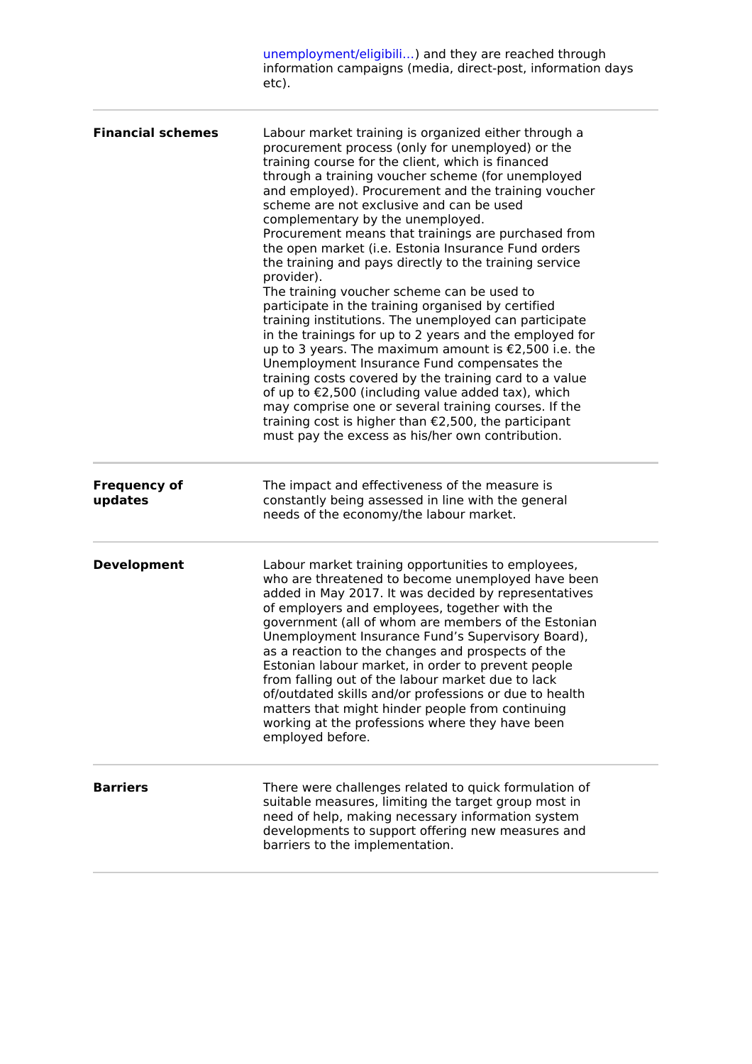| | |
|---|---|
| | unemployment/eligibili...) and they are reached through information campaigns (media, direct-post, information days etc). |
| **Financial schemes** | Labour market training is organized either through a procurement process (only for unemployed) or the training course for the client, which is financed through a training voucher scheme (for unemployed and employed). Procurement and the training voucher scheme are not exclusive and can be used complementary by the unemployed.<br>Procurement means that trainings are purchased from the open market (i.e. Estonia Insurance Fund orders the training and pays directly to the training service provider).<br>The training voucher scheme can be used to participate in the training organised by certified training institutions. The unemployed can participate in the trainings for up to 2 years and the employed for up to 3 years. The maximum amount is €2,500 i.e. the Unemployment Insurance Fund compensates the training costs covered by the training card to a value of up to €2,500 (including value added tax), which may comprise one or several training courses. If the training cost is higher than €2,500, the participant must pay the excess as his/her own contribution. |
| **Frequency of updates** | The impact and effectiveness of the measure is constantly being assessed in line with the general needs of the economy/the labour market. |
| **Development** | Labour market training opportunities to employees, who are threatened to become unemployed have been added in May 2017. It was decided by representatives of employers and employees, together with the government (all of whom are members of the Estonian Unemployment Insurance Fund's Supervisory Board), as a reaction to the changes and prospects of the Estonian labour market, in order to prevent people from falling out of the labour market due to lack of/outdated skills and/or professions or due to health matters that might hinder people from continuing working at the professions where they have been employed before. |
| **Barriers** | There were challenges related to quick formulation of suitable measures, limiting the target group most in need of help, making necessary information system developments to support offering new measures and barriers to the implementation. |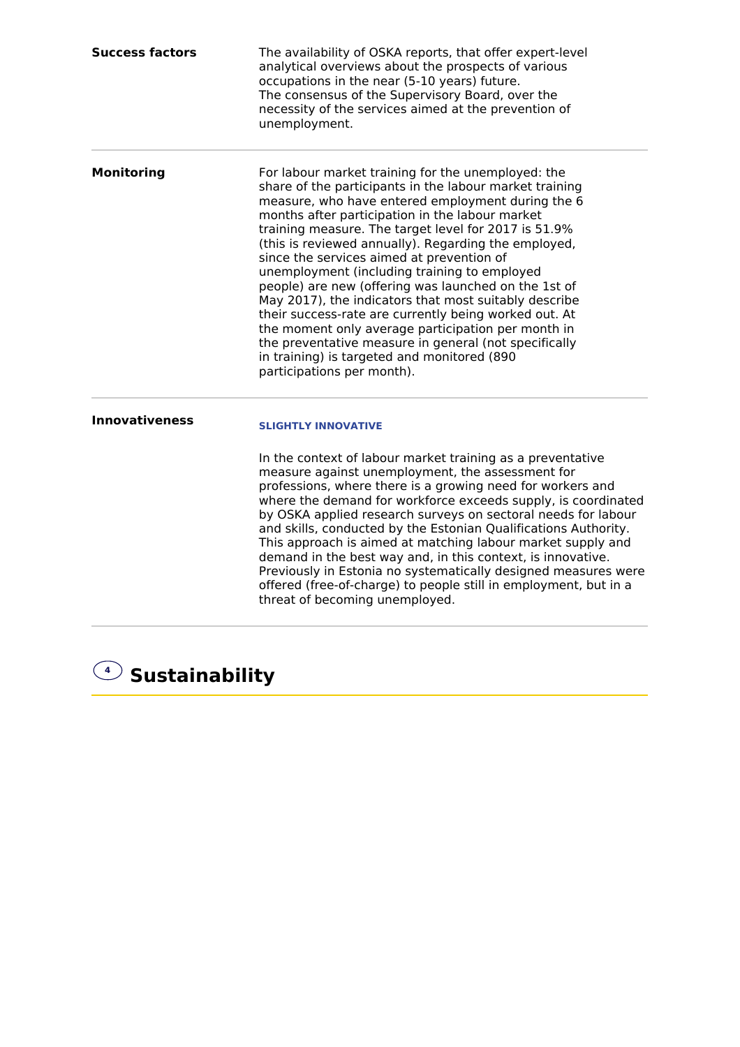**Success factors**

The availability of OSKA reports, that offer expert-level analytical overviews about the prospects of various occupations in the near (5-10 years) future.
The consensus of the Supervisory Board, over the necessity of the services aimed at the prevention of unemployment.

---

**Monitoring**

For labour market training for the unemployed: the share of the participants in the labour market training measure, who have entered employment during the 6 months after participation in the labour market training measure. The target level for 2017 is 51.9% (this is reviewed annually). Regarding the employed, since the services aimed at prevention of unemployment (including training to employed people) are new (offering was launched on the 1st of May 2017), the indicators that most suitably describe their success-rate are currently being worked out. At the moment only average participation per month in the preventative measure in general (not specifically in training) is targeted and monitored (890 participations per month).

---

**Innovativeness**

**SLIGHTLY INNOVATIVE**

In the context of labour market training as a preventative measure against unemployment, the assessment for professions, where there is a growing need for workers and where the demand for workforce exceeds supply, is coordinated by OSKA applied research surveys on sectoral needs for labour and skills, conducted by the Estonian Qualifications Authority. This approach is aimed at matching labour market supply and demand in the best way and, in this context, is innovative. Previously in Estonia no systematically designed measures were offered (free-of-charge) to people still in employment, but in a threat of becoming unemployed.

---

## 4 Sustainability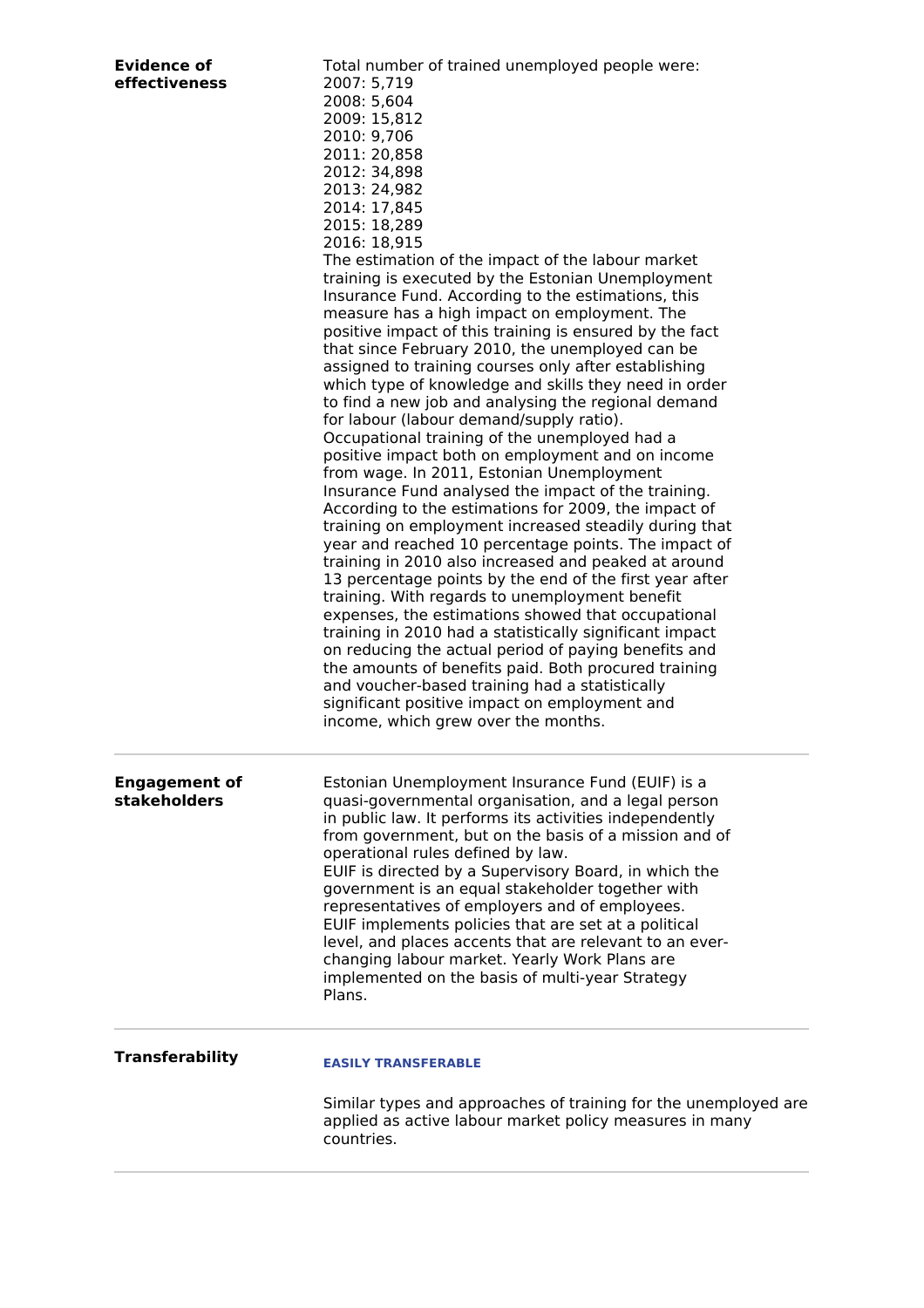**Evidence of effectiveness**

Total number of trained unemployed people were:
2007: 5,719
2008: 5,604
2009: 15,812
2010: 9,706
2011: 20,858
2012: 34,898
2013: 24,982
2014: 17,845
2015: 18,289
2016: 18,915

The estimation of the impact of the labour market training is executed by the Estonian Unemployment Insurance Fund. According to the estimations, this measure has a high impact on employment. The positive impact of this training is ensured by the fact that since February 2010, the unemployed can be assigned to training courses only after establishing which type of knowledge and skills they need in order to find a new job and analysing the regional demand for labour (labour demand/supply ratio).

Occupational training of the unemployed had a positive impact both on employment and on income from wage. In 2011, Estonian Unemployment Insurance Fund analysed the impact of the training. According to the estimations for 2009, the impact of training on employment increased steadily during that year and reached 10 percentage points. The impact of training in 2010 also increased and peaked at around 13 percentage points by the end of the first year after training. With regards to unemployment benefit expenses, the estimations showed that occupational training in 2010 had a statistically significant impact on reducing the actual period of paying benefits and the amounts of benefits paid. Both procured training and voucher-based training had a statistically significant positive impact on employment and income, which grew over the months.

**Engagement of stakeholders**

Estonian Unemployment Insurance Fund (EUIF) is a quasi-governmental organisation, and a legal person in public law. It performs its activities independently from government, but on the basis of a mission and of operational rules defined by law.

EUIF is directed by a Supervisory Board, in which the government is an equal stakeholder together with representatives of employers and of employees.

EUIF implements policies that are set at a political level, and places accents that are relevant to an ever-changing labour market. Yearly Work Plans are implemented on the basis of multi-year Strategy Plans.

**Transferability**

**EASILY TRANSFERABLE**

Similar types and approaches of training for the unemployed are applied as active labour market policy measures in many countries.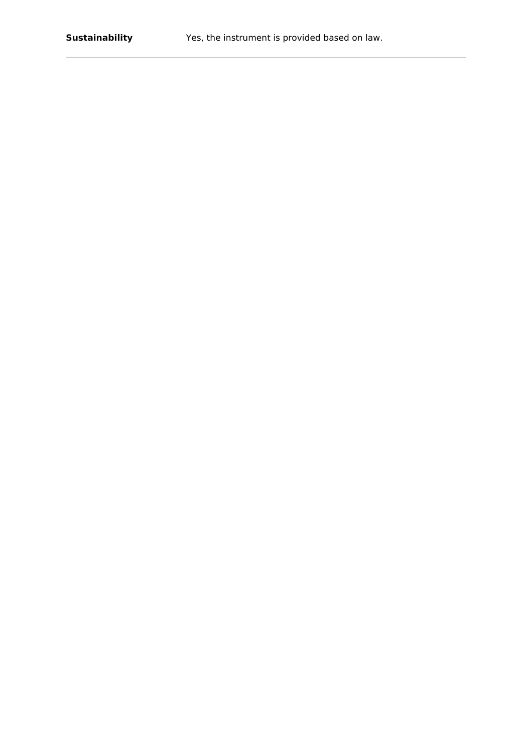| | |
|---|---|
| **Sustainability** | Yes, the instrument is provided based on law. |